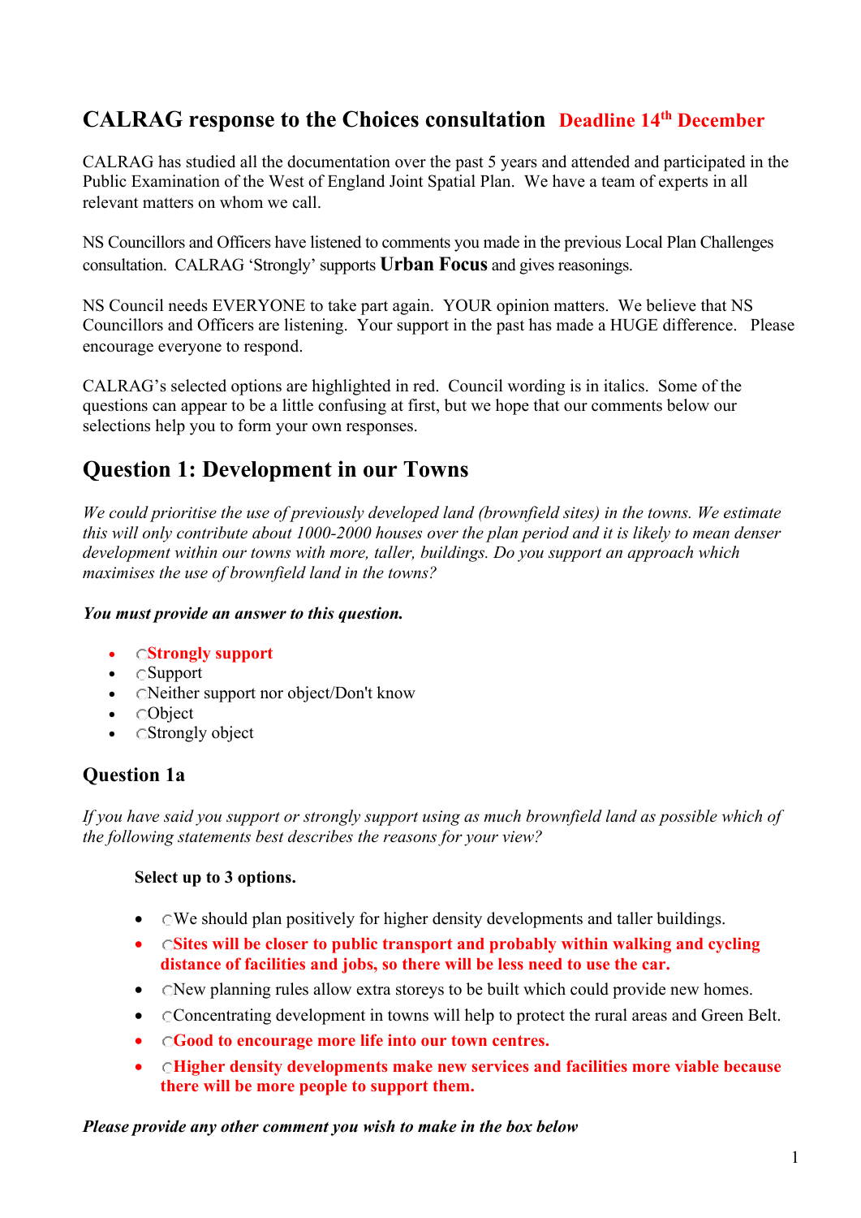## CALRAG response to the Choices consultation **Deadline 14th December**

CALRAG has studied all the documentation over the past 5 years and attended and participated in the Public Examination of the West of England Joint Spatial Plan. We have a team of experts in all relevant matters on whom we call.

NS Councillors and Officers have listened to comments you made in the previous Local Plan Challenges consultation. CALRAG 'Strongly' supports **Urban Focus** and gives reasonings.

NS Council needs EVERYONE to take part again. YOUR opinion matters. We believe that NS Councillors and Officers are listening. Your support in the past has made a HUGE difference. Please encourage everyone to respond.

CALRAG's selected options are highlighted in red. Council wording is in italics. Some of the questions can appear to be a little confusing at first, but we hope that our comments below our selections help you to form your own responses.

## Question 1: Development in our Towns

*We could prioritise the use of previously developed land (brownfield sites) in the towns. We estimate this will only contribute about 1000-2000 houses over the plan period and it is likely to mean denser development within our towns with more, taller, buildings. Do you support an approach which maximises the use of brownfield land in the towns?*

***You must provide an answer to this question.***

- **Strongly support**
- Support
- Neither support nor object/Don't know
- Object
- Strongly object

### Question 1a

*If you have said you support or strongly support using as much brownfield land as possible which of the following statements best describes the reasons for your view?*

**Select up to 3 options.**

- We should plan positively for higher density developments and taller buildings.
- **Sites will be closer to public transport and probably within walking and cycling distance of facilities and jobs, so there will be less need to use the car.**
- New planning rules allow extra storeys to be built which could provide new homes.
- Concentrating development in towns will help to protect the rural areas and Green Belt.
- **Good to encourage more life into our town centres.**
- **Higher density developments make new services and facilities more viable because there will be more people to support them.**

***Please provide any other comment you wish to make in the box below***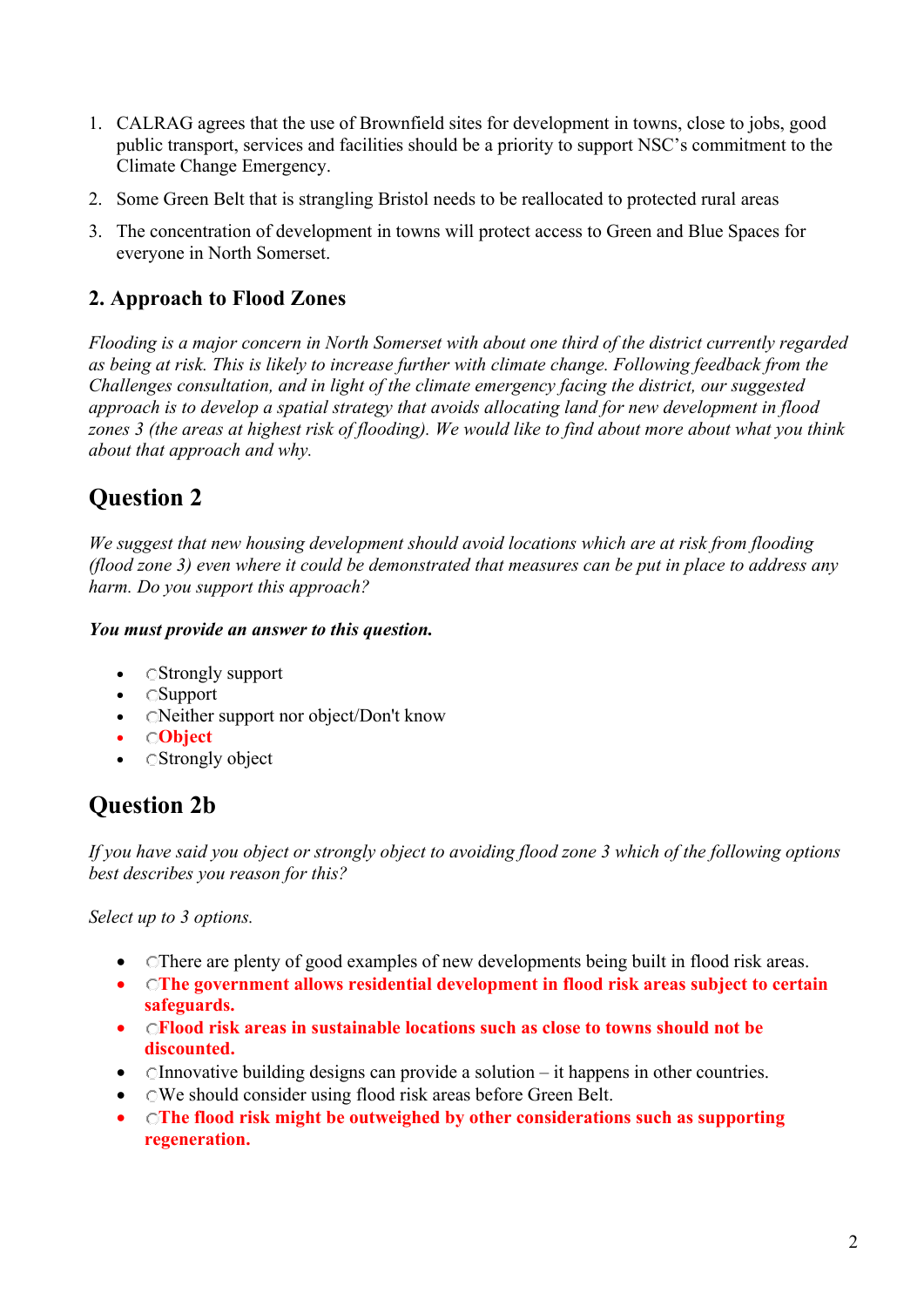1. CALRAG agrees that the use of Brownfield sites for development in towns, close to jobs, good public transport, services and facilities should be a priority to support NSC's commitment to the Climate Change Emergency.
2. Some Green Belt that is strangling Bristol needs to be reallocated to protected rural areas
3. The concentration of development in towns will protect access to Green and Blue Spaces for everyone in North Somerset.

### 2. Approach to Flood Zones

*Flooding is a major concern in North Somerset with about one third of the district currently regarded as being at risk. This is likely to increase further with climate change. Following feedback from the Challenges consultation, and in light of the climate emergency facing the district, our suggested approach is to develop a spatial strategy that avoids allocating land for new development in flood zones 3 (the areas at highest risk of flooding). We would like to find about more about what you think about that approach and why.*

## Question 2

*We suggest that new housing development should avoid locations which are at risk from flooding (flood zone 3) even where it could be demonstrated that measures can be put in place to address any harm. Do you support this approach?*

***You must provide an answer to this question.***

- Strongly support
- Support
- Neither support nor object/Don't know
- **Object**
- Strongly object

## Question 2b

*If you have said you object or strongly object to avoiding flood zone 3 which of the following options best describes you reason for this?*

*Select up to 3 options.*

- There are plenty of good examples of new developments being built in flood risk areas.
- **The government allows residential development in flood risk areas subject to certain safeguards.**
- **Flood risk areas in sustainable locations such as close to towns should not be discounted.**
- Innovative building designs can provide a solution – it happens in other countries.
- We should consider using flood risk areas before Green Belt.
- **The flood risk might be outweighed by other considerations such as supporting regeneration.**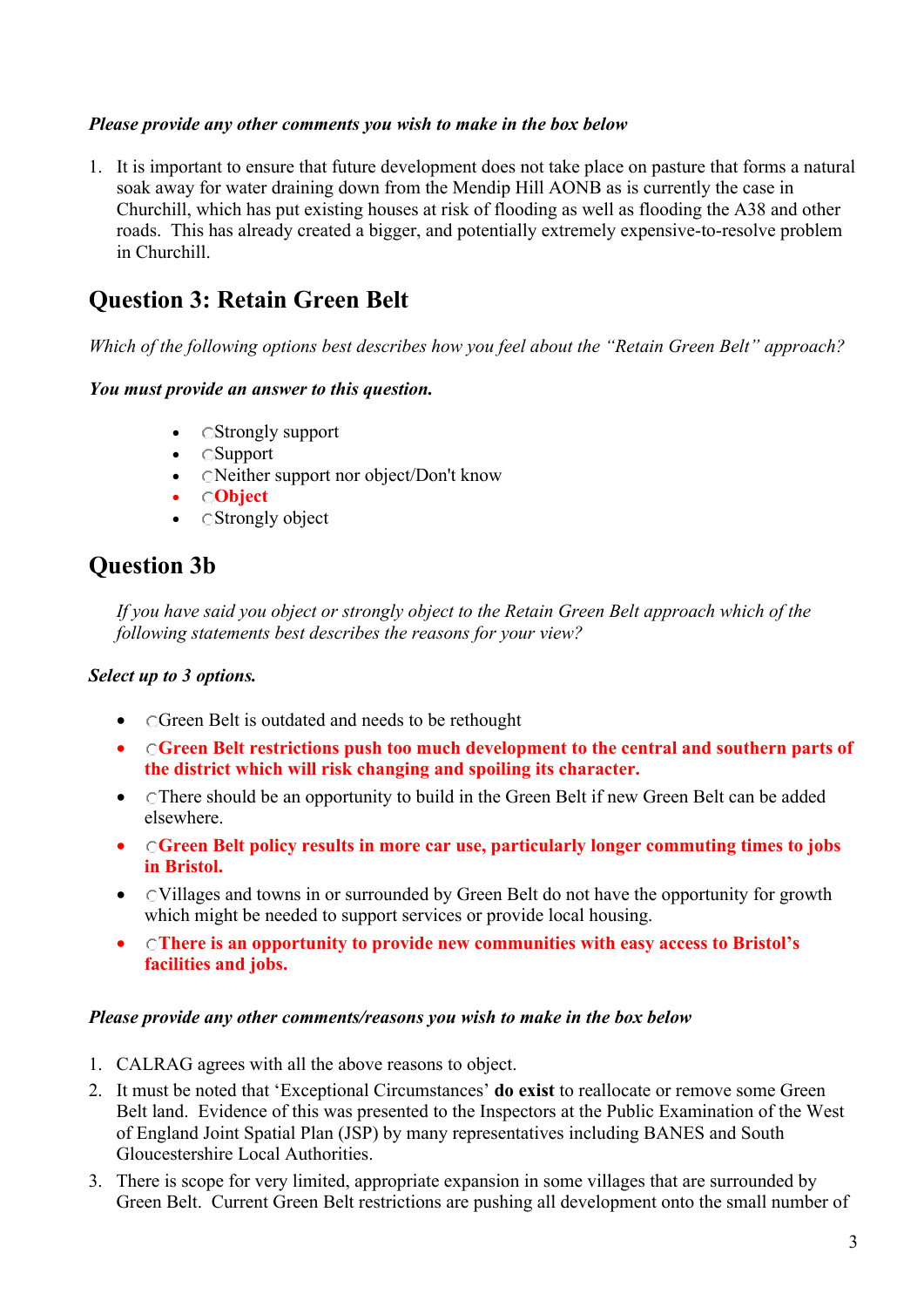***Please provide any other comments you wish to make in the box below***

1. It is important to ensure that future development does not take place on pasture that forms a natural soak away for water draining down from the Mendip Hill AONB as is currently the case in Churchill, which has put existing houses at risk of flooding as well as flooding the A38 and other roads. This has already created a bigger, and potentially extremely expensive-to-resolve problem in Churchill.

## Question 3: Retain Green Belt

*Which of the following options best describes how you feel about the "Retain Green Belt" approach?*

***You must provide an answer to this question.***

- Strongly support
- Support
- Neither support nor object/Don't know
- **Object**
- Strongly object

## Question 3b

*If you have said you object or strongly object to the Retain Green Belt approach which of the following statements best describes the reasons for your view?*

***Select up to 3 options.***

- Green Belt is outdated and needs to be rethought
- **Green Belt restrictions push too much development to the central and southern parts of the district which will risk changing and spoiling its character.**
- There should be an opportunity to build in the Green Belt if new Green Belt can be added elsewhere.
- **Green Belt policy results in more car use, particularly longer commuting times to jobs in Bristol.**
- Villages and towns in or surrounded by Green Belt do not have the opportunity for growth which might be needed to support services or provide local housing.
- **There is an opportunity to provide new communities with easy access to Bristol's facilities and jobs.**

***Please provide any other comments/reasons you wish to make in the box below***

1. CALRAG agrees with all the above reasons to object.
2. It must be noted that 'Exceptional Circumstances' **do exist** to reallocate or remove some Green Belt land. Evidence of this was presented to the Inspectors at the Public Examination of the West of England Joint Spatial Plan (JSP) by many representatives including BANES and South Gloucestershire Local Authorities.
3. There is scope for very limited, appropriate expansion in some villages that are surrounded by Green Belt. Current Green Belt restrictions are pushing all development onto the small number of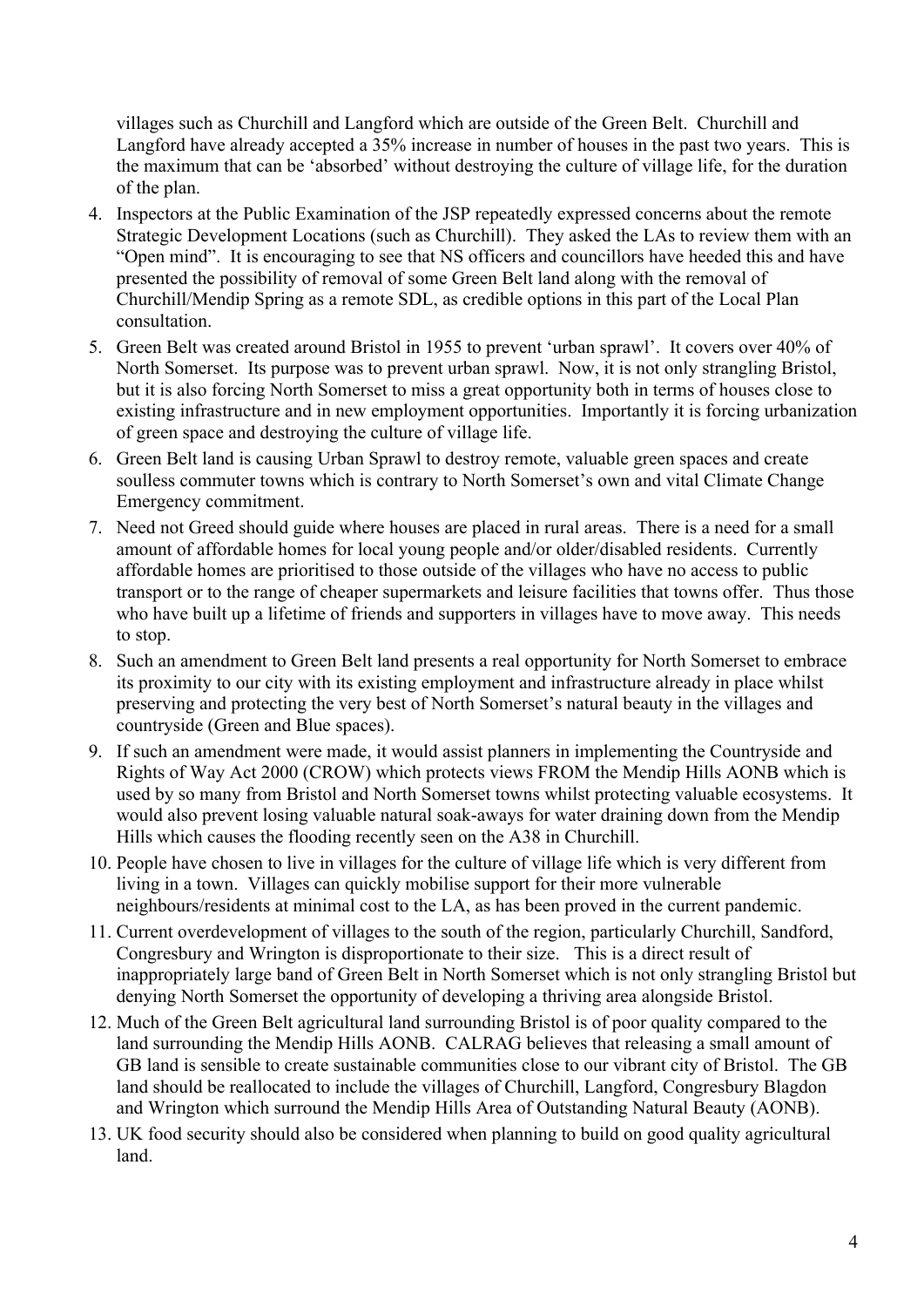villages such as Churchill and Langford which are outside of the Green Belt. Churchill and Langford have already accepted a 35% increase in number of houses in the past two years. This is the maximum that can be 'absorbed' without destroying the culture of village life, for the duration of the plan.

4. Inspectors at the Public Examination of the JSP repeatedly expressed concerns about the remote Strategic Development Locations (such as Churchill). They asked the LAs to review them with an "Open mind". It is encouraging to see that NS officers and councillors have heeded this and have presented the possibility of removal of some Green Belt land along with the removal of Churchill/Mendip Spring as a remote SDL, as credible options in this part of the Local Plan consultation.
5. Green Belt was created around Bristol in 1955 to prevent 'urban sprawl'. It covers over 40% of North Somerset. Its purpose was to prevent urban sprawl. Now, it is not only strangling Bristol, but it is also forcing North Somerset to miss a great opportunity both in terms of houses close to existing infrastructure and in new employment opportunities. Importantly it is forcing urbanization of green space and destroying the culture of village life.
6. Green Belt land is causing Urban Sprawl to destroy remote, valuable green spaces and create soulless commuter towns which is contrary to North Somerset's own and vital Climate Change Emergency commitment.
7. Need not Greed should guide where houses are placed in rural areas. There is a need for a small amount of affordable homes for local young people and/or older/disabled residents. Currently affordable homes are prioritised to those outside of the villages who have no access to public transport or to the range of cheaper supermarkets and leisure facilities that towns offer. Thus those who have built up a lifetime of friends and supporters in villages have to move away. This needs to stop.
8. Such an amendment to Green Belt land presents a real opportunity for North Somerset to embrace its proximity to our city with its existing employment and infrastructure already in place whilst preserving and protecting the very best of North Somerset's natural beauty in the villages and countryside (Green and Blue spaces).
9. If such an amendment were made, it would assist planners in implementing the Countryside and Rights of Way Act 2000 (CROW) which protects views FROM the Mendip Hills AONB which is used by so many from Bristol and North Somerset towns whilst protecting valuable ecosystems. It would also prevent losing valuable natural soak-aways for water draining down from the Mendip Hills which causes the flooding recently seen on the A38 in Churchill.
10. People have chosen to live in villages for the culture of village life which is very different from living in a town. Villages can quickly mobilise support for their more vulnerable neighbours/residents at minimal cost to the LA, as has been proved in the current pandemic.
11. Current overdevelopment of villages to the south of the region, particularly Churchill, Sandford, Congresbury and Wrington is disproportionate to their size. This is a direct result of inappropriately large band of Green Belt in North Somerset which is not only strangling Bristol but denying North Somerset the opportunity of developing a thriving area alongside Bristol.
12. Much of the Green Belt agricultural land surrounding Bristol is of poor quality compared to the land surrounding the Mendip Hills AONB. CALRAG believes that releasing a small amount of GB land is sensible to create sustainable communities close to our vibrant city of Bristol. The GB land should be reallocated to include the villages of Churchill, Langford, Congresbury Blagdon and Wrington which surround the Mendip Hills Area of Outstanding Natural Beauty (AONB).
13. UK food security should also be considered when planning to build on good quality agricultural land.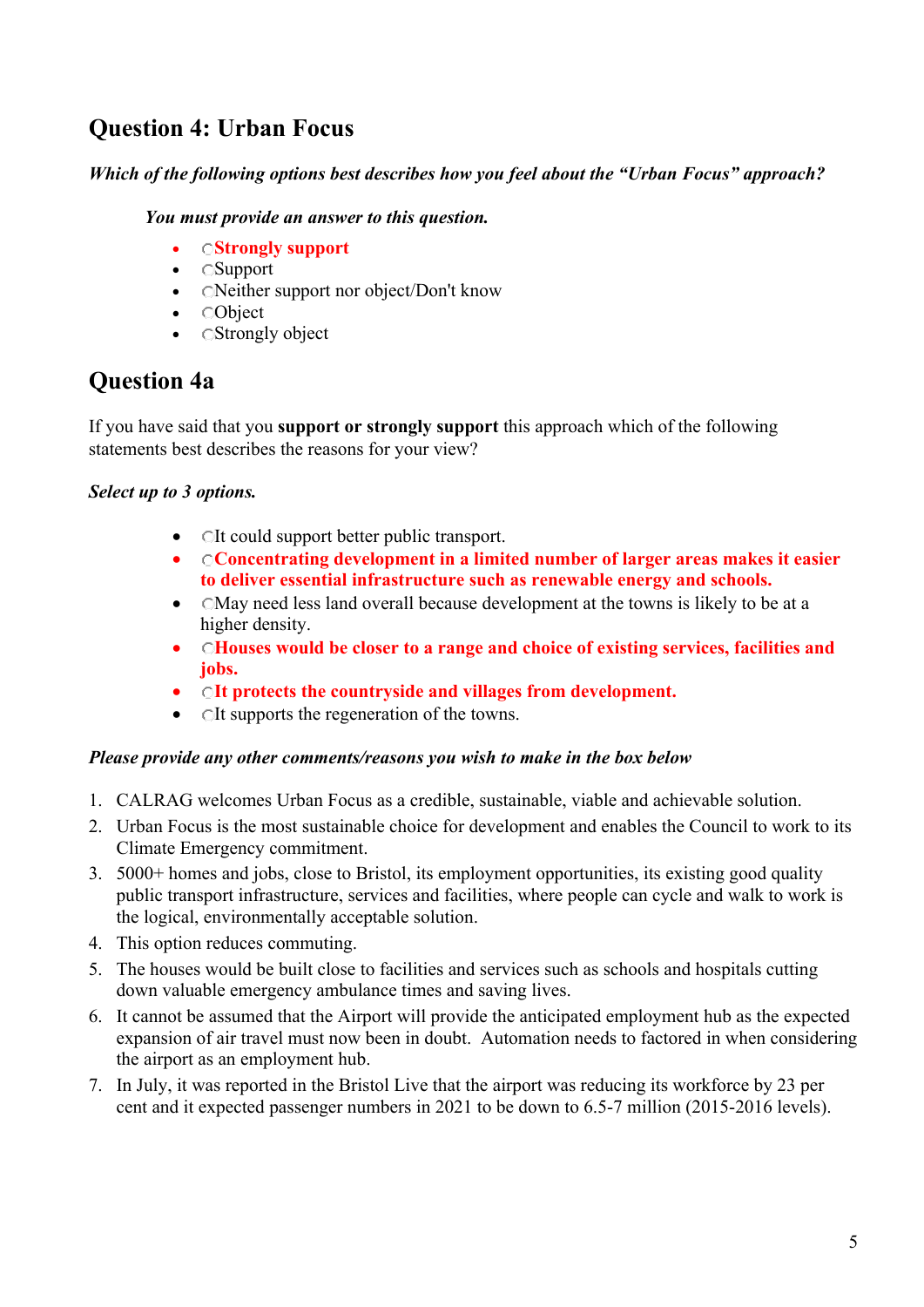## Question 4: Urban Focus

***Which of the following options best describes how you feel about the "Urban Focus" approach?***

***You must provide an answer to this question.***

- ○**Strongly support**
- ○Support
- ○Neither support nor object/Don't know
- ○Object
- ○Strongly object

## Question 4a

If you have said that you **support or strongly support** this approach which of the following statements best describes the reasons for your view?

***Select up to 3 options.***

- ○It could support better public transport.
- ○**Concentrating development in a limited number of larger areas makes it easier to deliver essential infrastructure such as renewable energy and schools.**
- ○May need less land overall because development at the towns is likely to be at a higher density.
- ○**Houses would be closer to a range and choice of existing services, facilities and jobs.**
- ○**It protects the countryside and villages from development.**
- ○It supports the regeneration of the towns.

***Please provide any other comments/reasons you wish to make in the box below***

1. CALRAG welcomes Urban Focus as a credible, sustainable, viable and achievable solution.
2. Urban Focus is the most sustainable choice for development and enables the Council to work to its Climate Emergency commitment.
3. 5000+ homes and jobs, close to Bristol, its employment opportunities, its existing good quality public transport infrastructure, services and facilities, where people can cycle and walk to work is the logical, environmentally acceptable solution.
4. This option reduces commuting.
5. The houses would be built close to facilities and services such as schools and hospitals cutting down valuable emergency ambulance times and saving lives.
6. It cannot be assumed that the Airport will provide the anticipated employment hub as the expected expansion of air travel must now been in doubt. Automation needs to factored in when considering the airport as an employment hub.
7. In July, it was reported in the Bristol Live that the airport was reducing its workforce by 23 per cent and it expected passenger numbers in 2021 to be down to 6.5-7 million (2015-2016 levels).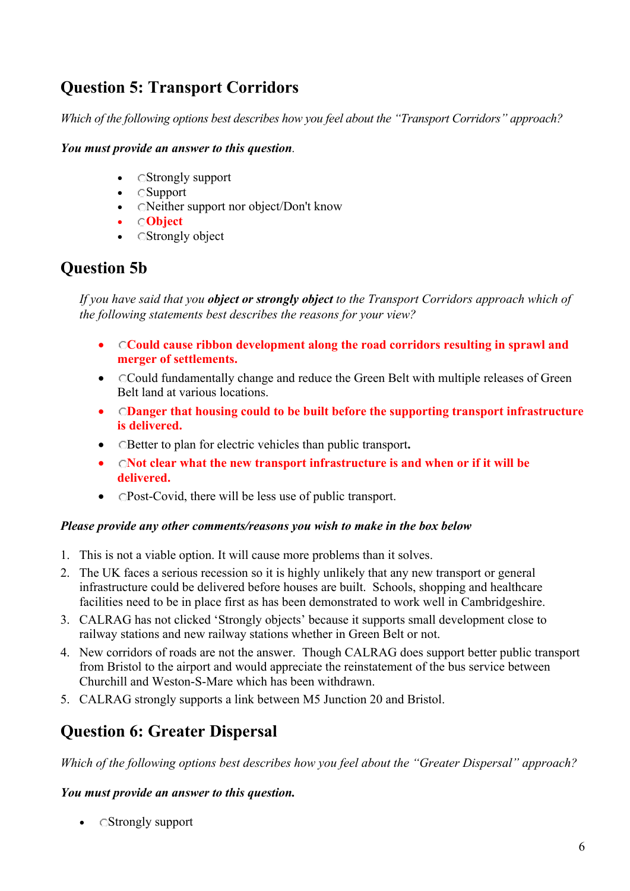## Question 5: Transport Corridors

*Which of the following options best describes how you feel about the "Transport Corridors" approach?*

***You must provide an answer to this question*.**

- ○Strongly support
- ○Support
- ○Neither support nor object/Don't know
- ○**Object**
- ○Strongly object

## Question 5b

*If you have said that you **object or strongly object** to the Transport Corridors approach which of the following statements best describes the reasons for your view?*

- ○**Could cause ribbon development along the road corridors resulting in sprawl and merger of settlements.**
- ○Could fundamentally change and reduce the Green Belt with multiple releases of Green Belt land at various locations.
- ○**Danger that housing could to be built before the supporting transport infrastructure is delivered.**
- ○Better to plan for electric vehicles than public transport**.**
- ○**Not clear what the new transport infrastructure is and when or if it will be delivered.**
- ○Post-Covid, there will be less use of public transport.

***Please provide any other comments/reasons you wish to make in the box below***

1. This is not a viable option. It will cause more problems than it solves.
2. The UK faces a serious recession so it is highly unlikely that any new transport or general infrastructure could be delivered before houses are built. Schools, shopping and healthcare facilities need to be in place first as has been demonstrated to work well in Cambridgeshire.
3. CALRAG has not clicked 'Strongly objects' because it supports small development close to railway stations and new railway stations whether in Green Belt or not.
4. New corridors of roads are not the answer. Though CALRAG does support better public transport from Bristol to the airport and would appreciate the reinstatement of the bus service between Churchill and Weston-S-Mare which has been withdrawn.
5. CALRAG strongly supports a link between M5 Junction 20 and Bristol.

## Question 6: Greater Dispersal

*Which of the following options best describes how you feel about the "Greater Dispersal" approach?*

***You must provide an answer to this question.***

- ○Strongly support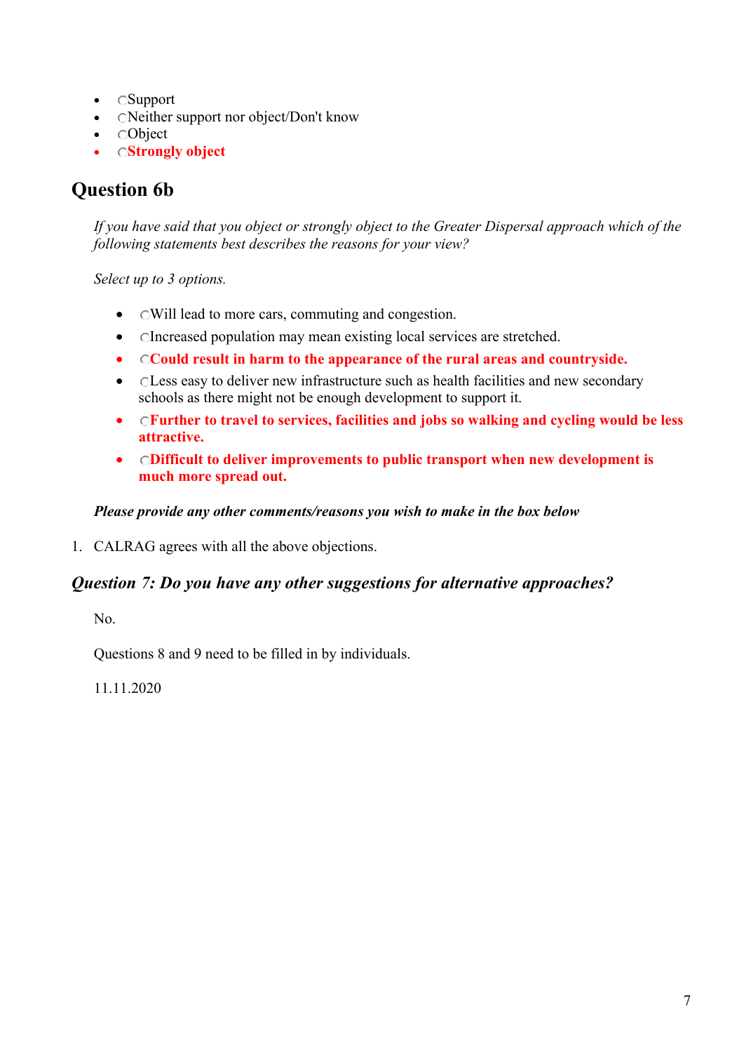- Support
- Neither support nor object/Don't know
- Object
- **Strongly object**

## Question 6b

*If you have said that you object or strongly object to the Greater Dispersal approach which of the following statements best describes the reasons for your view?*

*Select up to 3 options.*

- Will lead to more cars, commuting and congestion.
- Increased population may mean existing local services are stretched.
- **Could result in harm to the appearance of the rural areas and countryside.**
- Less easy to deliver new infrastructure such as health facilities and new secondary schools as there might not be enough development to support it.
- **Further to travel to services, facilities and jobs so walking and cycling would be less attractive.**
- **Difficult to deliver improvements to public transport when new development is much more spread out.**

***Please provide any other comments/reasons you wish to make in the box below***

1. CALRAG agrees with all the above objections.

### *Question 7: Do you have any other suggestions for alternative approaches?*

No.

Questions 8 and 9 need to be filled in by individuals.

11.11.2020